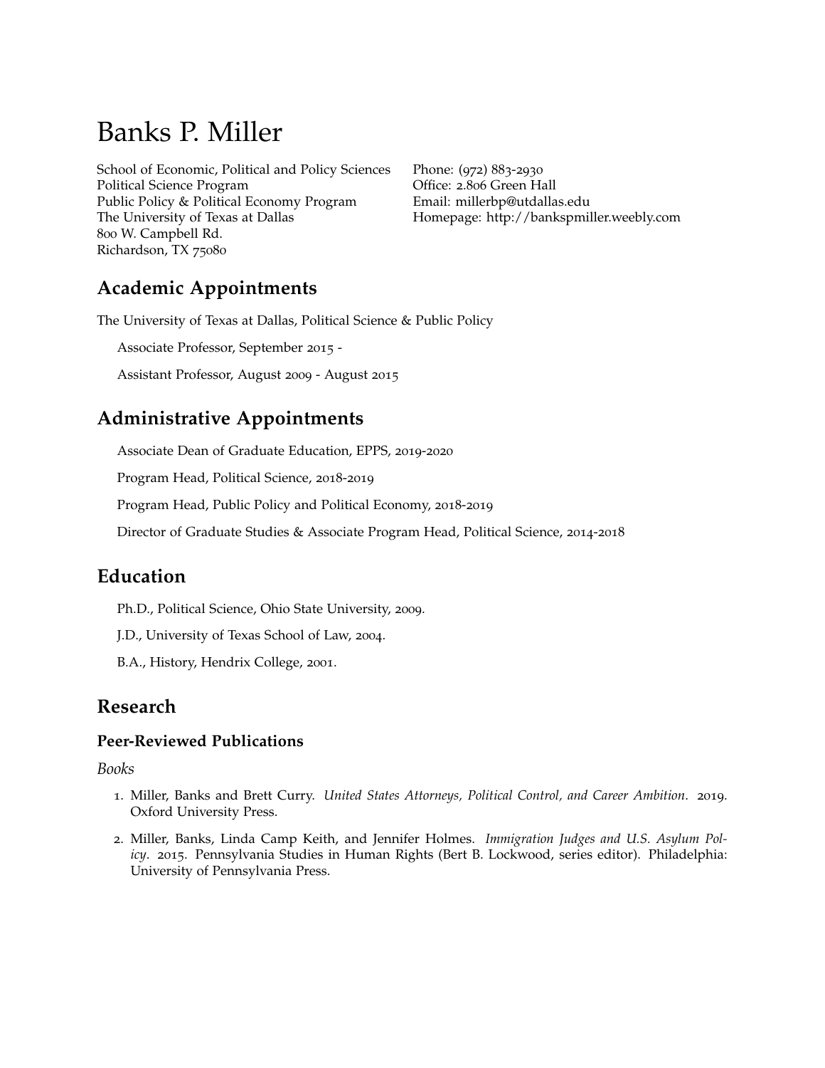# Banks P. Miller

School of Economic, Political and Policy Sciences
Political Science Program
Public Policy & Political Economy Program
The University of Texas at Dallas
800 W. Campbell Rd.
Richardson, TX 75080

Phone: (972) 883-2930
Office: 2.806 Green Hall
Email: millerbp@utdallas.edu
Homepage: http://bankspmiller.weebly.com

## Academic Appointments

The University of Texas at Dallas, Political Science & Public Policy

Associate Professor, September 2015 -

Assistant Professor, August 2009 - August 2015

## Administrative Appointments

Associate Dean of Graduate Education, EPPS, 2019-2020

Program Head, Political Science, 2018-2019

Program Head, Public Policy and Political Economy, 2018-2019

Director of Graduate Studies & Associate Program Head, Political Science, 2014-2018

## Education

Ph.D., Political Science, Ohio State University, 2009.

J.D., University of Texas School of Law, 2004.

B.A., History, Hendrix College, 2001.

## Research

### Peer-Reviewed Publications

*Books*

1. Miller, Banks and Brett Curry. *United States Attorneys, Political Control, and Career Ambition*. 2019. Oxford University Press.
2. Miller, Banks, Linda Camp Keith, and Jennifer Holmes. *Immigration Judges and U.S. Asylum Policy*. 2015. Pennsylvania Studies in Human Rights (Bert B. Lockwood, series editor). Philadelphia: University of Pennsylvania Press.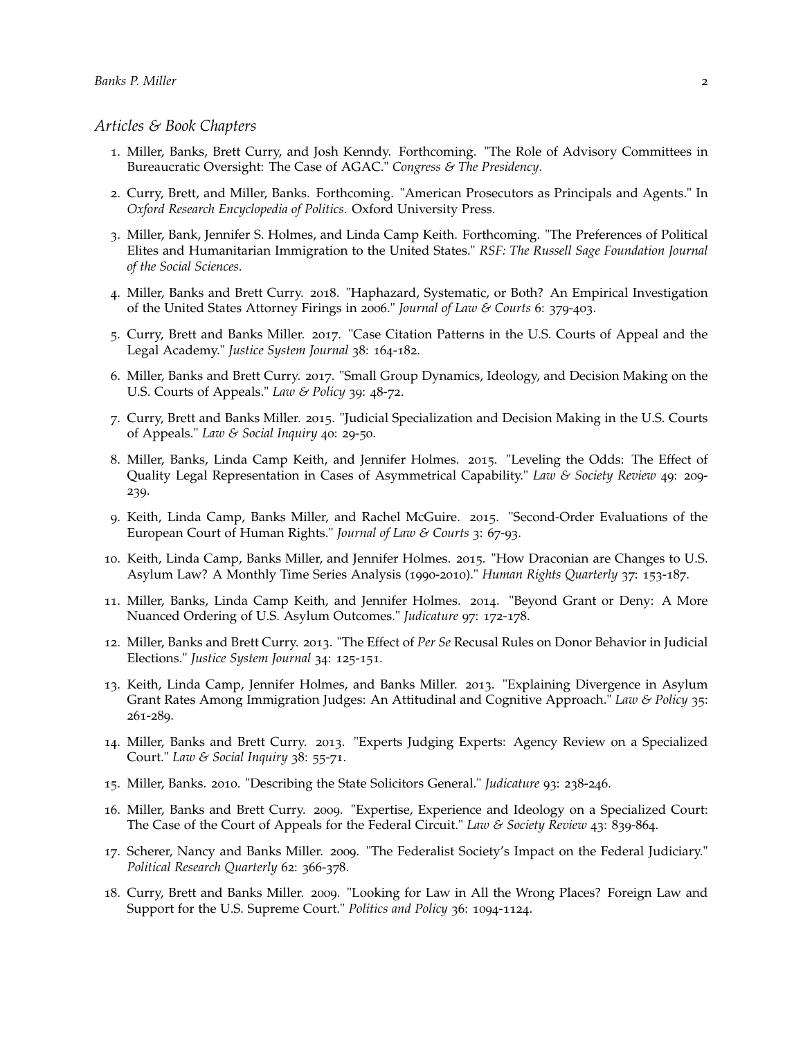### *Articles & Book Chapters*

1. Miller, Banks, Brett Curry, and Josh Kenndy. Forthcoming. "The Role of Advisory Committees in Bureaucratic Oversight: The Case of AGAC." *Congress & The Presidency*.
2. Curry, Brett, and Miller, Banks. Forthcoming. "American Prosecutors as Principals and Agents." In *Oxford Research Encyclopedia of Politics*. Oxford University Press.
3. Miller, Bank, Jennifer S. Holmes, and Linda Camp Keith. Forthcoming. "The Preferences of Political Elites and Humanitarian Immigration to the United States." *RSF: The Russell Sage Foundation Journal of the Social Sciences*.
4. Miller, Banks and Brett Curry. 2018. "Haphazard, Systematic, or Both? An Empirical Investigation of the United States Attorney Firings in 2006." *Journal of Law & Courts* 6: 379-403.
5. Curry, Brett and Banks Miller. 2017. "Case Citation Patterns in the U.S. Courts of Appeal and the Legal Academy." *Justice System Journal* 38: 164-182.
6. Miller, Banks and Brett Curry. 2017. "Small Group Dynamics, Ideology, and Decision Making on the U.S. Courts of Appeals." *Law & Policy* 39: 48-72.
7. Curry, Brett and Banks Miller. 2015. "Judicial Specialization and Decision Making in the U.S. Courts of Appeals." *Law & Social Inquiry* 40: 29-50.
8. Miller, Banks, Linda Camp Keith, and Jennifer Holmes. 2015. "Leveling the Odds: The Effect of Quality Legal Representation in Cases of Asymmetrical Capability." *Law & Society Review* 49: 209-239.
9. Keith, Linda Camp, Banks Miller, and Rachel McGuire. 2015. "Second-Order Evaluations of the European Court of Human Rights." *Journal of Law & Courts* 3: 67-93.
10. Keith, Linda Camp, Banks Miller, and Jennifer Holmes. 2015. "How Draconian are Changes to U.S. Asylum Law? A Monthly Time Series Analysis (1990-2010)." *Human Rights Quarterly* 37: 153-187.
11. Miller, Banks, Linda Camp Keith, and Jennifer Holmes. 2014. "Beyond Grant or Deny: A More Nuanced Ordering of U.S. Asylum Outcomes." *Judicature* 97: 172-178.
12. Miller, Banks and Brett Curry. 2013. "The Effect of *Per Se* Recusal Rules on Donor Behavior in Judicial Elections." *Justice System Journal* 34: 125-151.
13. Keith, Linda Camp, Jennifer Holmes, and Banks Miller. 2013. "Explaining Divergence in Asylum Grant Rates Among Immigration Judges: An Attitudinal and Cognitive Approach." *Law & Policy* 35: 261-289.
14. Miller, Banks and Brett Curry. 2013. "Experts Judging Experts: Agency Review on a Specialized Court." *Law & Social Inquiry* 38: 55-71.
15. Miller, Banks. 2010. "Describing the State Solicitors General." *Judicature* 93: 238-246.
16. Miller, Banks and Brett Curry. 2009. "Expertise, Experience and Ideology on a Specialized Court: The Case of the Court of Appeals for the Federal Circuit." *Law & Society Review* 43: 839-864.
17. Scherer, Nancy and Banks Miller. 2009. "The Federalist Society's Impact on the Federal Judiciary." *Political Research Quarterly* 62: 366-378.
18. Curry, Brett and Banks Miller. 2009. "Looking for Law in All the Wrong Places? Foreign Law and Support for the U.S. Supreme Court." *Politics and Policy* 36: 1094-1124.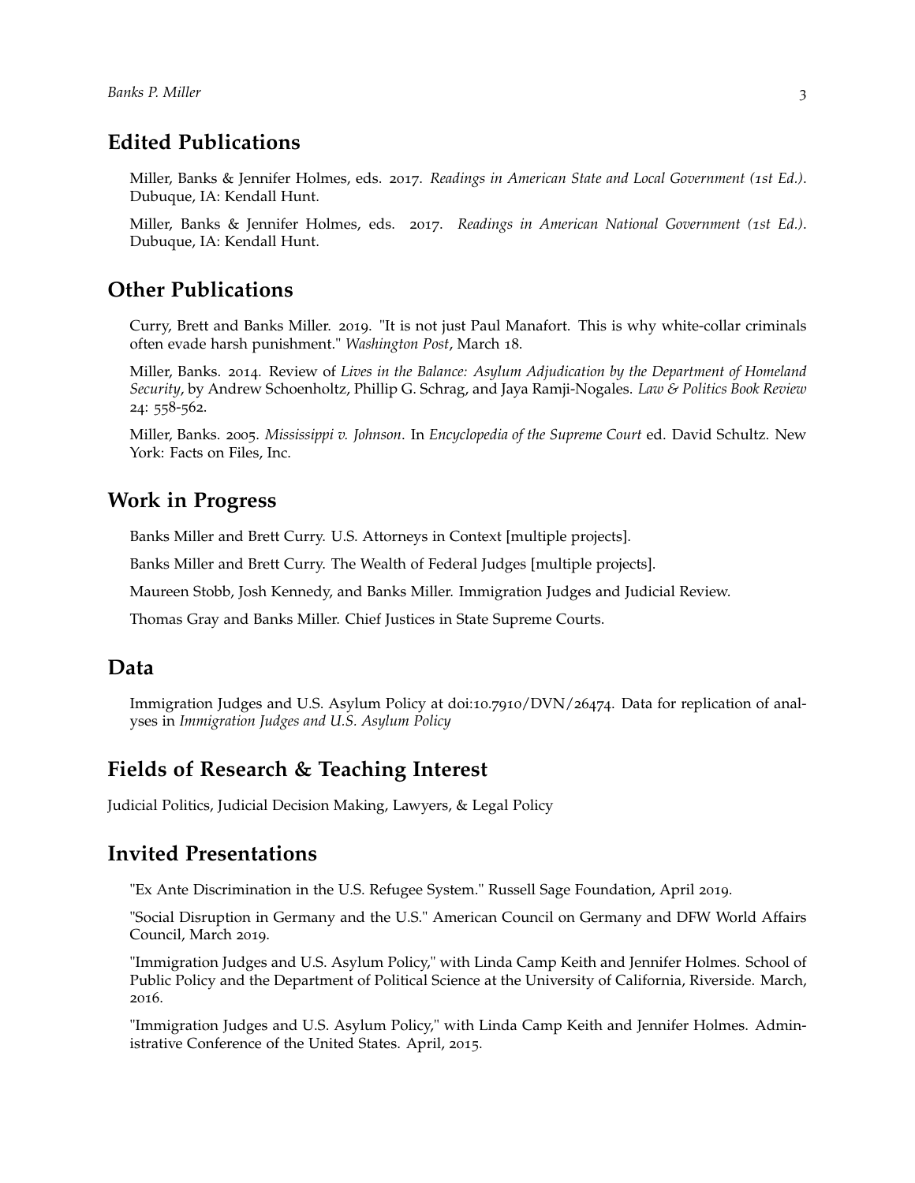## Edited Publications

Miller, Banks & Jennifer Holmes, eds. 2017. *Readings in American State and Local Government (1st Ed.)*. Dubuque, IA: Kendall Hunt.

Miller, Banks & Jennifer Holmes, eds. 2017. *Readings in American National Government (1st Ed.)*. Dubuque, IA: Kendall Hunt.

## Other Publications

Curry, Brett and Banks Miller. 2019. "It is not just Paul Manafort. This is why white-collar criminals often evade harsh punishment." *Washington Post*, March 18.

Miller, Banks. 2014. Review of *Lives in the Balance: Asylum Adjudication by the Department of Homeland Security*, by Andrew Schoenholtz, Phillip G. Schrag, and Jaya Ramji-Nogales. *Law & Politics Book Review* 24: 558-562.

Miller, Banks. 2005. *Mississippi v. Johnson*. In *Encyclopedia of the Supreme Court* ed. David Schultz. New York: Facts on Files, Inc.

## Work in Progress

Banks Miller and Brett Curry. U.S. Attorneys in Context [multiple projects].

Banks Miller and Brett Curry. The Wealth of Federal Judges [multiple projects].

Maureen Stobb, Josh Kennedy, and Banks Miller. Immigration Judges and Judicial Review.

Thomas Gray and Banks Miller. Chief Justices in State Supreme Courts.

## Data

Immigration Judges and U.S. Asylum Policy at doi:10.7910/DVN/26474. Data for replication of analyses in *Immigration Judges and U.S. Asylum Policy*

## Fields of Research & Teaching Interest

Judicial Politics, Judicial Decision Making, Lawyers, & Legal Policy

## Invited Presentations

"Ex Ante Discrimination in the U.S. Refugee System." Russell Sage Foundation, April 2019.

"Social Disruption in Germany and the U.S." American Council on Germany and DFW World Affairs Council, March 2019.

"Immigration Judges and U.S. Asylum Policy," with Linda Camp Keith and Jennifer Holmes. School of Public Policy and the Department of Political Science at the University of California, Riverside. March, 2016.

"Immigration Judges and U.S. Asylum Policy," with Linda Camp Keith and Jennifer Holmes. Administrative Conference of the United States. April, 2015.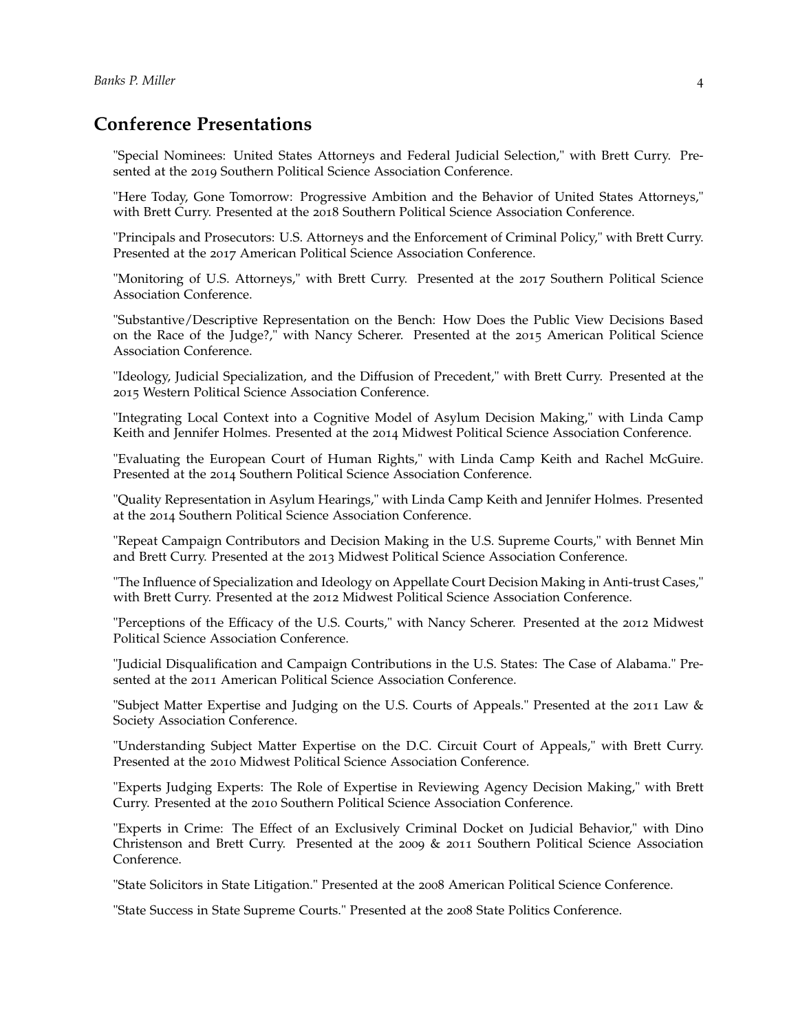## Conference Presentations

"Special Nominees: United States Attorneys and Federal Judicial Selection," with Brett Curry. Presented at the 2019 Southern Political Science Association Conference.

"Here Today, Gone Tomorrow: Progressive Ambition and the Behavior of United States Attorneys," with Brett Curry. Presented at the 2018 Southern Political Science Association Conference.

"Principals and Prosecutors: U.S. Attorneys and the Enforcement of Criminal Policy," with Brett Curry. Presented at the 2017 American Political Science Association Conference.

"Monitoring of U.S. Attorneys," with Brett Curry. Presented at the 2017 Southern Political Science Association Conference.

"Substantive/Descriptive Representation on the Bench: How Does the Public View Decisions Based on the Race of the Judge?," with Nancy Scherer. Presented at the 2015 American Political Science Association Conference.

"Ideology, Judicial Specialization, and the Diffusion of Precedent," with Brett Curry. Presented at the 2015 Western Political Science Association Conference.

"Integrating Local Context into a Cognitive Model of Asylum Decision Making," with Linda Camp Keith and Jennifer Holmes. Presented at the 2014 Midwest Political Science Association Conference.

"Evaluating the European Court of Human Rights," with Linda Camp Keith and Rachel McGuire. Presented at the 2014 Southern Political Science Association Conference.

"Quality Representation in Asylum Hearings," with Linda Camp Keith and Jennifer Holmes. Presented at the 2014 Southern Political Science Association Conference.

"Repeat Campaign Contributors and Decision Making in the U.S. Supreme Courts," with Bennet Min and Brett Curry. Presented at the 2013 Midwest Political Science Association Conference.

"The Influence of Specialization and Ideology on Appellate Court Decision Making in Anti-trust Cases," with Brett Curry. Presented at the 2012 Midwest Political Science Association Conference.

"Perceptions of the Efficacy of the U.S. Courts," with Nancy Scherer. Presented at the 2012 Midwest Political Science Association Conference.

"Judicial Disqualification and Campaign Contributions in the U.S. States: The Case of Alabama." Presented at the 2011 American Political Science Association Conference.

"Subject Matter Expertise and Judging on the U.S. Courts of Appeals." Presented at the 2011 Law & Society Association Conference.

"Understanding Subject Matter Expertise on the D.C. Circuit Court of Appeals," with Brett Curry. Presented at the 2010 Midwest Political Science Association Conference.

"Experts Judging Experts: The Role of Expertise in Reviewing Agency Decision Making," with Brett Curry. Presented at the 2010 Southern Political Science Association Conference.

"Experts in Crime: The Effect of an Exclusively Criminal Docket on Judicial Behavior," with Dino Christenson and Brett Curry. Presented at the 2009 & 2011 Southern Political Science Association Conference.

"State Solicitors in State Litigation." Presented at the 2008 American Political Science Conference.

"State Success in State Supreme Courts." Presented at the 2008 State Politics Conference.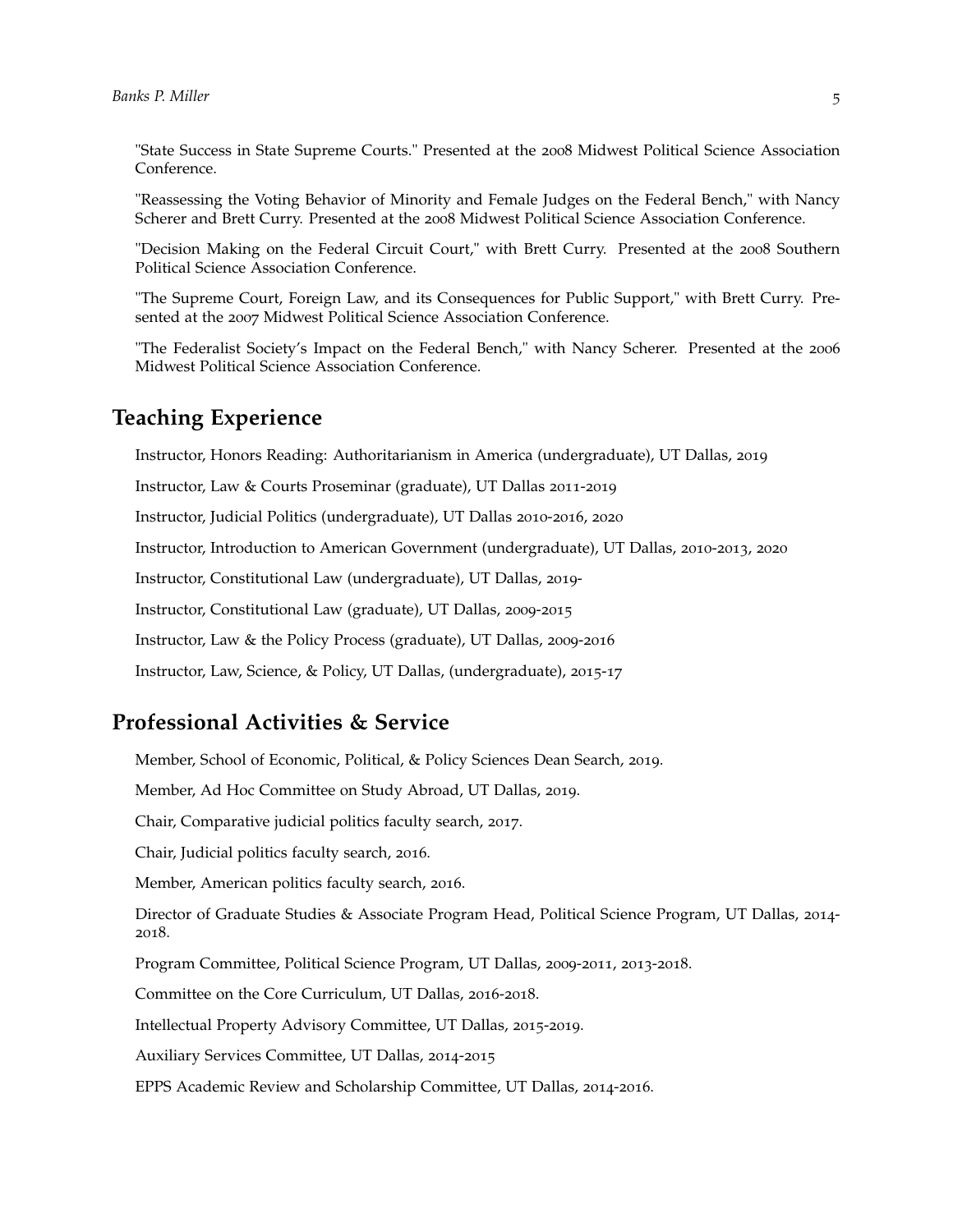"State Success in State Supreme Courts." Presented at the 2008 Midwest Political Science Association Conference.

"Reassessing the Voting Behavior of Minority and Female Judges on the Federal Bench," with Nancy Scherer and Brett Curry. Presented at the 2008 Midwest Political Science Association Conference.

"Decision Making on the Federal Circuit Court," with Brett Curry. Presented at the 2008 Southern Political Science Association Conference.

"The Supreme Court, Foreign Law, and its Consequences for Public Support," with Brett Curry. Presented at the 2007 Midwest Political Science Association Conference.

"The Federalist Society's Impact on the Federal Bench," with Nancy Scherer. Presented at the 2006 Midwest Political Science Association Conference.

## Teaching Experience

Instructor, Honors Reading: Authoritarianism in America (undergraduate), UT Dallas, 2019

Instructor, Law & Courts Proseminar (graduate), UT Dallas 2011-2019

Instructor, Judicial Politics (undergraduate), UT Dallas 2010-2016, 2020

Instructor, Introduction to American Government (undergraduate), UT Dallas, 2010-2013, 2020

Instructor, Constitutional Law (undergraduate), UT Dallas, 2019-

Instructor, Constitutional Law (graduate), UT Dallas, 2009-2015

Instructor, Law & the Policy Process (graduate), UT Dallas, 2009-2016

Instructor, Law, Science, & Policy, UT Dallas, (undergraduate), 2015-17

## Professional Activities & Service

Member, School of Economic, Political, & Policy Sciences Dean Search, 2019.

Member, Ad Hoc Committee on Study Abroad, UT Dallas, 2019.

Chair, Comparative judicial politics faculty search, 2017.

Chair, Judicial politics faculty search, 2016.

Member, American politics faculty search, 2016.

Director of Graduate Studies & Associate Program Head, Political Science Program, UT Dallas, 2014-2018.

Program Committee, Political Science Program, UT Dallas, 2009-2011, 2013-2018.

Committee on the Core Curriculum, UT Dallas, 2016-2018.

Intellectual Property Advisory Committee, UT Dallas, 2015-2019.

Auxiliary Services Committee, UT Dallas, 2014-2015

EPPS Academic Review and Scholarship Committee, UT Dallas, 2014-2016.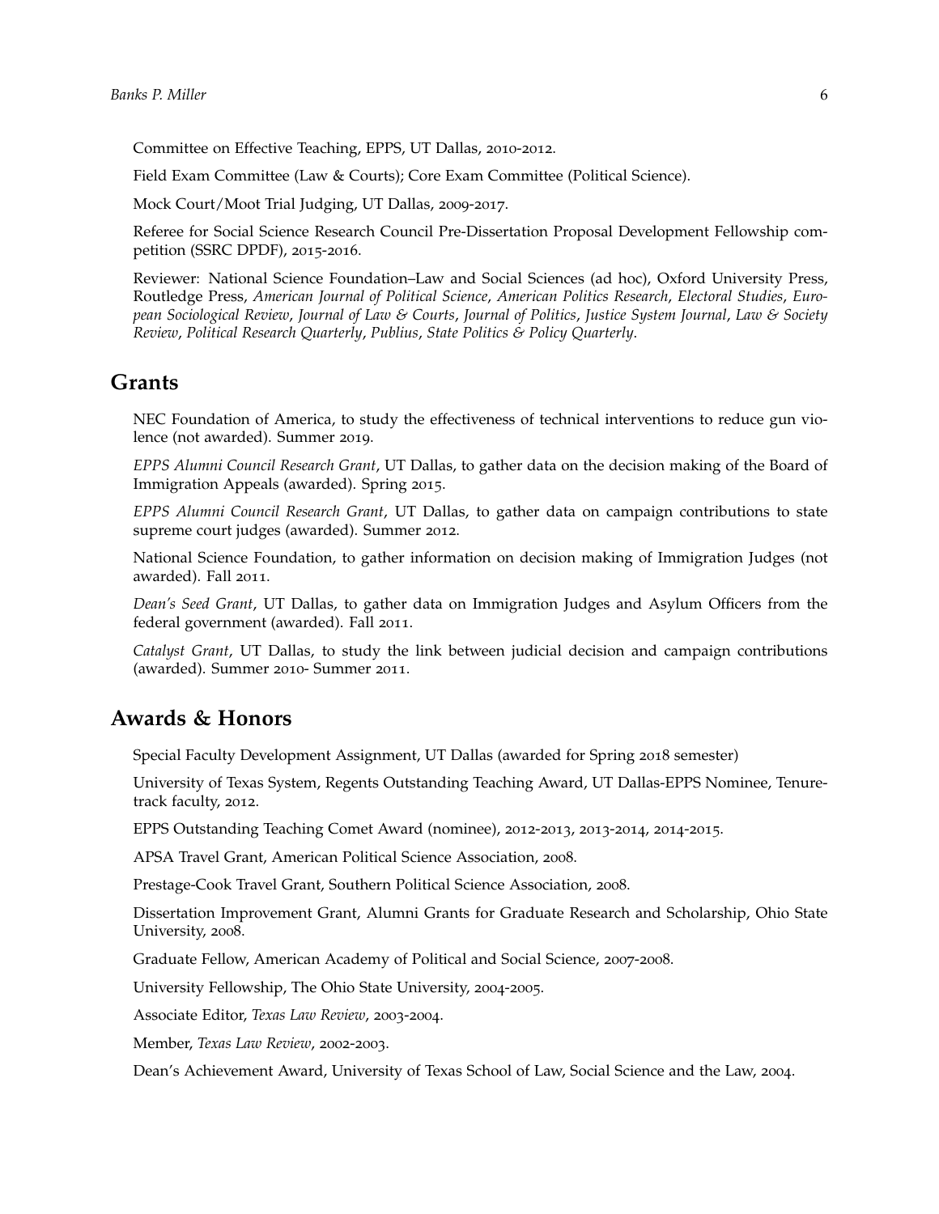Committee on Effective Teaching, EPPS, UT Dallas, 2010-2012.

Field Exam Committee (Law & Courts); Core Exam Committee (Political Science).

Mock Court/Moot Trial Judging, UT Dallas, 2009-2017.

Referee for Social Science Research Council Pre-Dissertation Proposal Development Fellowship competition (SSRC DPDF), 2015-2016.

Reviewer: National Science Foundation–Law and Social Sciences (ad hoc), Oxford University Press, Routledge Press, *American Journal of Political Science*, *American Politics Research*, *Electoral Studies*, *European Sociological Review*, *Journal of Law & Courts*, *Journal of Politics*, *Justice System Journal*, *Law & Society Review*, *Political Research Quarterly*, *Publius*, *State Politics & Policy Quarterly*.

## Grants

NEC Foundation of America, to study the effectiveness of technical interventions to reduce gun violence (not awarded). Summer 2019.

*EPPS Alumni Council Research Grant*, UT Dallas, to gather data on the decision making of the Board of Immigration Appeals (awarded). Spring 2015.

*EPPS Alumni Council Research Grant*, UT Dallas, to gather data on campaign contributions to state supreme court judges (awarded). Summer 2012.

National Science Foundation, to gather information on decision making of Immigration Judges (not awarded). Fall 2011.

*Dean's Seed Grant*, UT Dallas, to gather data on Immigration Judges and Asylum Officers from the federal government (awarded). Fall 2011.

*Catalyst Grant*, UT Dallas, to study the link between judicial decision and campaign contributions (awarded). Summer 2010- Summer 2011.

## Awards & Honors

Special Faculty Development Assignment, UT Dallas (awarded for Spring 2018 semester)

University of Texas System, Regents Outstanding Teaching Award, UT Dallas-EPPS Nominee, Tenure-track faculty, 2012.

EPPS Outstanding Teaching Comet Award (nominee), 2012-2013, 2013-2014, 2014-2015.

APSA Travel Grant, American Political Science Association, 2008.

Prestage-Cook Travel Grant, Southern Political Science Association, 2008.

Dissertation Improvement Grant, Alumni Grants for Graduate Research and Scholarship, Ohio State University, 2008.

Graduate Fellow, American Academy of Political and Social Science, 2007-2008.

University Fellowship, The Ohio State University, 2004-2005.

Associate Editor, *Texas Law Review*, 2003-2004.

Member, *Texas Law Review*, 2002-2003.

Dean's Achievement Award, University of Texas School of Law, Social Science and the Law, 2004.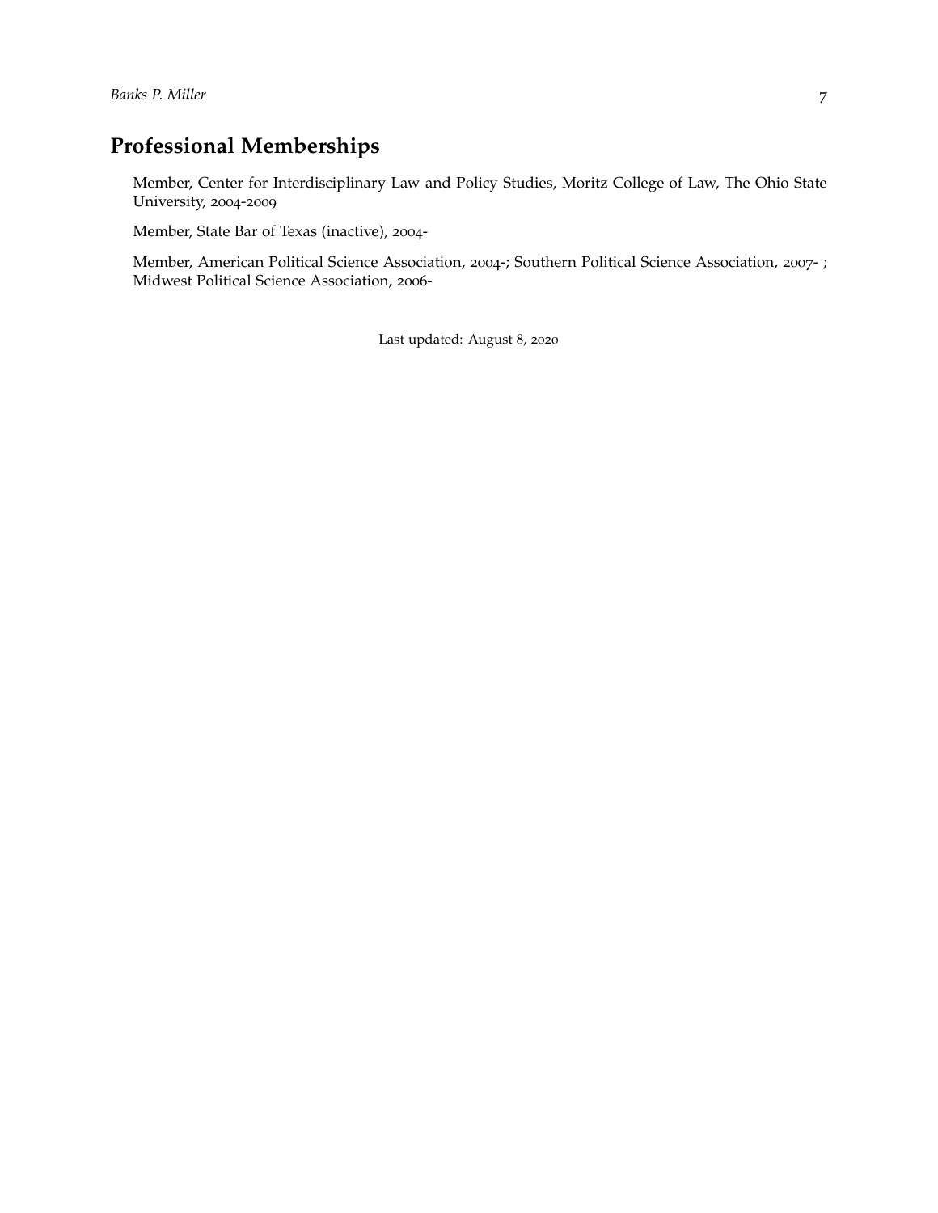## Professional Memberships

Member, Center for Interdisciplinary Law and Policy Studies, Moritz College of Law, The Ohio State University, 2004-2009

Member, State Bar of Texas (inactive), 2004-

Member, American Political Science Association, 2004-; Southern Political Science Association, 2007- ; Midwest Political Science Association, 2006-

Last updated: August 8, 2020